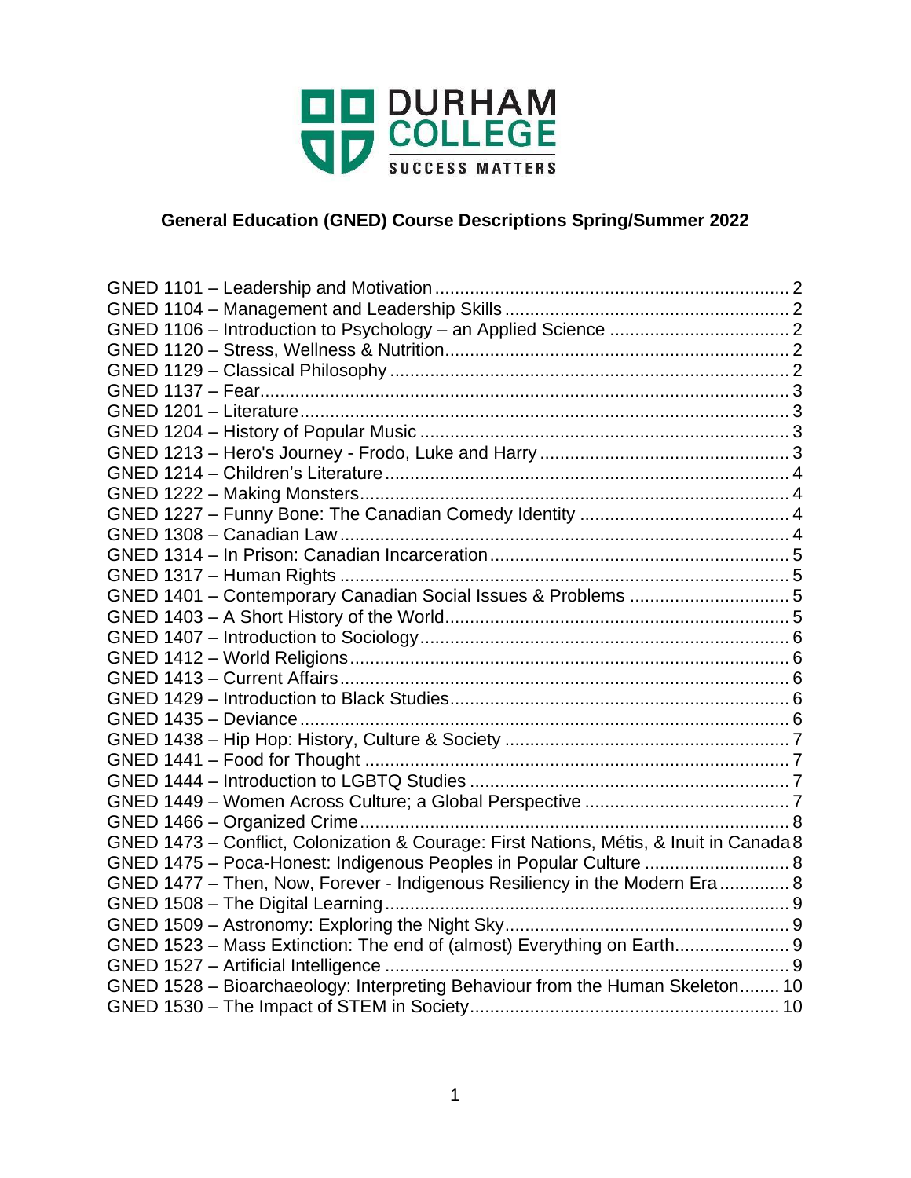DURHAM COLLEGE
SUCCESS MATTERS

# General Education (GNED) Course Descriptions Spring/Summer 2022

GNED 1101 – Leadership and Motivation ........ 2
GNED 1104 – Management and Leadership Skills ........ 2
GNED 1106 – Introduction to Psychology – an Applied Science ........ 2
GNED 1120 – Stress, Wellness & Nutrition ........ 2
GNED 1129 – Classical Philosophy ........ 2
GNED 1137 – Fear ........ 3
GNED 1201 – Literature ........ 3
GNED 1204 – History of Popular Music ........ 3
GNED 1213 – Hero's Journey - Frodo, Luke and Harry ........ 3
GNED 1214 – Children's Literature ........ 4
GNED 1222 – Making Monsters ........ 4
GNED 1227 – Funny Bone: The Canadian Comedy Identity ........ 4
GNED 1308 – Canadian Law ........ 4
GNED 1314 – In Prison: Canadian Incarceration ........ 5
GNED 1317 – Human Rights ........ 5
GNED 1401 – Contemporary Canadian Social Issues & Problems ........ 5
GNED 1403 – A Short History of the World ........ 5
GNED 1407 – Introduction to Sociology ........ 6
GNED 1412 – World Religions ........ 6
GNED 1413 – Current Affairs ........ 6
GNED 1429 – Introduction to Black Studies ........ 6
GNED 1435 – Deviance ........ 6
GNED 1438 – Hip Hop: History, Culture & Society ........ 7
GNED 1441 – Food for Thought ........ 7
GNED 1444 – Introduction to LGBTQ Studies ........ 7
GNED 1449 – Women Across Culture; a Global Perspective ........ 7
GNED 1466 – Organized Crime ........ 8
GNED 1473 – Conflict, Colonization & Courage: First Nations, Métis, & Inuit in Canada ........ 8
GNED 1475 – Poca-Honest: Indigenous Peoples in Popular Culture ........ 8
GNED 1477 – Then, Now, Forever - Indigenous Resiliency in the Modern Era ........ 8
GNED 1508 – The Digital Learning ........ 9
GNED 1509 – Astronomy: Exploring the Night Sky ........ 9
GNED 1523 – Mass Extinction: The end of (almost) Everything on Earth ........ 9
GNED 1527 – Artificial Intelligence ........ 9
GNED 1528 – Bioarchaeology: Interpreting Behaviour from the Human Skeleton ........ 10
GNED 1530 – The Impact of STEM in Society ........ 10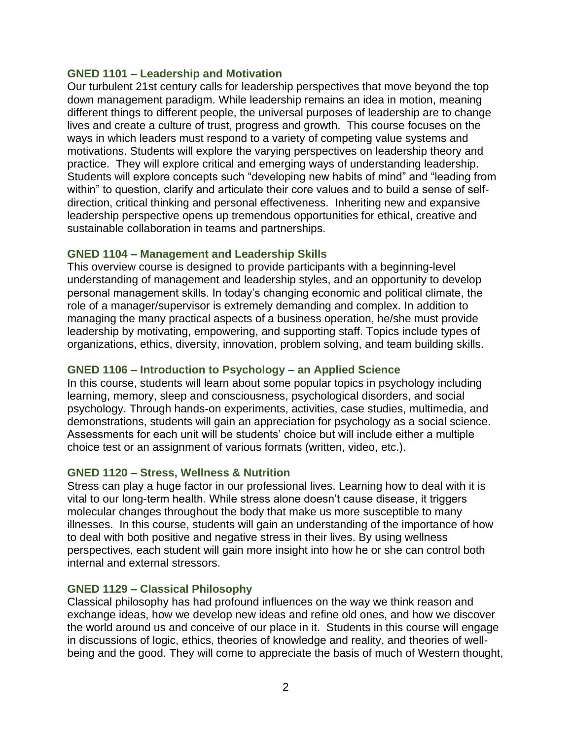### GNED 1101 – Leadership and Motivation

Our turbulent 21st century calls for leadership perspectives that move beyond the top down management paradigm. While leadership remains an idea in motion, meaning different things to different people, the universal purposes of leadership are to change lives and create a culture of trust, progress and growth. This course focuses on the ways in which leaders must respond to a variety of competing value systems and motivations. Students will explore the varying perspectives on leadership theory and practice. They will explore critical and emerging ways of understanding leadership. Students will explore concepts such "developing new habits of mind" and "leading from within" to question, clarify and articulate their core values and to build a sense of self-direction, critical thinking and personal effectiveness. Inheriting new and expansive leadership perspective opens up tremendous opportunities for ethical, creative and sustainable collaboration in teams and partnerships.

### GNED 1104 – Management and Leadership Skills

This overview course is designed to provide participants with a beginning-level understanding of management and leadership styles, and an opportunity to develop personal management skills. In today's changing economic and political climate, the role of a manager/supervisor is extremely demanding and complex. In addition to managing the many practical aspects of a business operation, he/she must provide leadership by motivating, empowering, and supporting staff. Topics include types of organizations, ethics, diversity, innovation, problem solving, and team building skills.

### GNED 1106 – Introduction to Psychology – an Applied Science

In this course, students will learn about some popular topics in psychology including learning, memory, sleep and consciousness, psychological disorders, and social psychology. Through hands-on experiments, activities, case studies, multimedia, and demonstrations, students will gain an appreciation for psychology as a social science. Assessments for each unit will be students' choice but will include either a multiple choice test or an assignment of various formats (written, video, etc.).

### GNED 1120 – Stress, Wellness & Nutrition

Stress can play a huge factor in our professional lives. Learning how to deal with it is vital to our long-term health. While stress alone doesn't cause disease, it triggers molecular changes throughout the body that make us more susceptible to many illnesses. In this course, students will gain an understanding of the importance of how to deal with both positive and negative stress in their lives. By using wellness perspectives, each student will gain more insight into how he or she can control both internal and external stressors.

### GNED 1129 – Classical Philosophy

Classical philosophy has had profound influences on the way we think reason and exchange ideas, how we develop new ideas and refine old ones, and how we discover the world around us and conceive of our place in it. Students in this course will engage in discussions of logic, ethics, theories of knowledge and reality, and theories of well-being and the good. They will come to appreciate the basis of much of Western thought,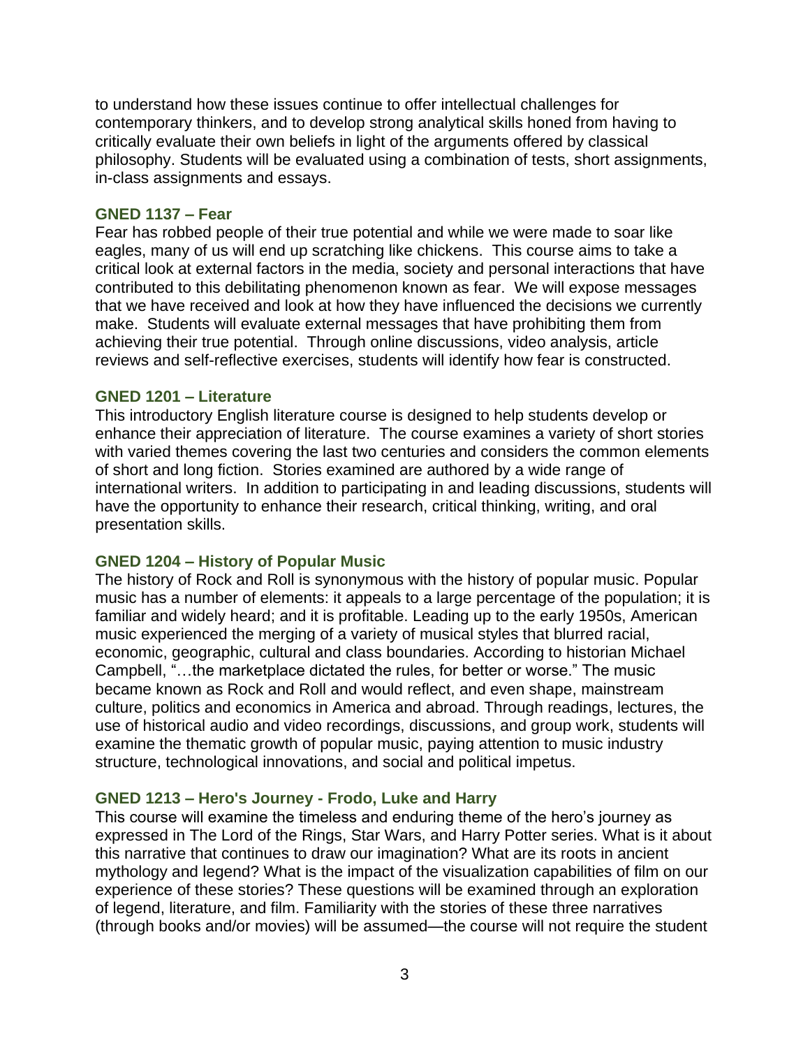to understand how these issues continue to offer intellectual challenges for contemporary thinkers, and to develop strong analytical skills honed from having to critically evaluate their own beliefs in light of the arguments offered by classical philosophy. Students will be evaluated using a combination of tests, short assignments, in-class assignments and essays.

### GNED 1137 – Fear

Fear has robbed people of their true potential and while we were made to soar like eagles, many of us will end up scratching like chickens. This course aims to take a critical look at external factors in the media, society and personal interactions that have contributed to this debilitating phenomenon known as fear. We will expose messages that we have received and look at how they have influenced the decisions we currently make. Students will evaluate external messages that have prohibiting them from achieving their true potential. Through online discussions, video analysis, article reviews and self-reflective exercises, students will identify how fear is constructed.

### GNED 1201 – Literature

This introductory English literature course is designed to help students develop or enhance their appreciation of literature. The course examines a variety of short stories with varied themes covering the last two centuries and considers the common elements of short and long fiction. Stories examined are authored by a wide range of international writers. In addition to participating in and leading discussions, students will have the opportunity to enhance their research, critical thinking, writing, and oral presentation skills.

### GNED 1204 – History of Popular Music

The history of Rock and Roll is synonymous with the history of popular music. Popular music has a number of elements: it appeals to a large percentage of the population; it is familiar and widely heard; and it is profitable. Leading up to the early 1950s, American music experienced the merging of a variety of musical styles that blurred racial, economic, geographic, cultural and class boundaries. According to historian Michael Campbell, "…the marketplace dictated the rules, for better or worse." The music became known as Rock and Roll and would reflect, and even shape, mainstream culture, politics and economics in America and abroad. Through readings, lectures, the use of historical audio and video recordings, discussions, and group work, students will examine the thematic growth of popular music, paying attention to music industry structure, technological innovations, and social and political impetus.

### GNED 1213 – Hero's Journey - Frodo, Luke and Harry

This course will examine the timeless and enduring theme of the hero's journey as expressed in The Lord of the Rings, Star Wars, and Harry Potter series. What is it about this narrative that continues to draw our imagination? What are its roots in ancient mythology and legend? What is the impact of the visualization capabilities of film on our experience of these stories? These questions will be examined through an exploration of legend, literature, and film. Familiarity with the stories of these three narratives (through books and/or movies) will be assumed—the course will not require the student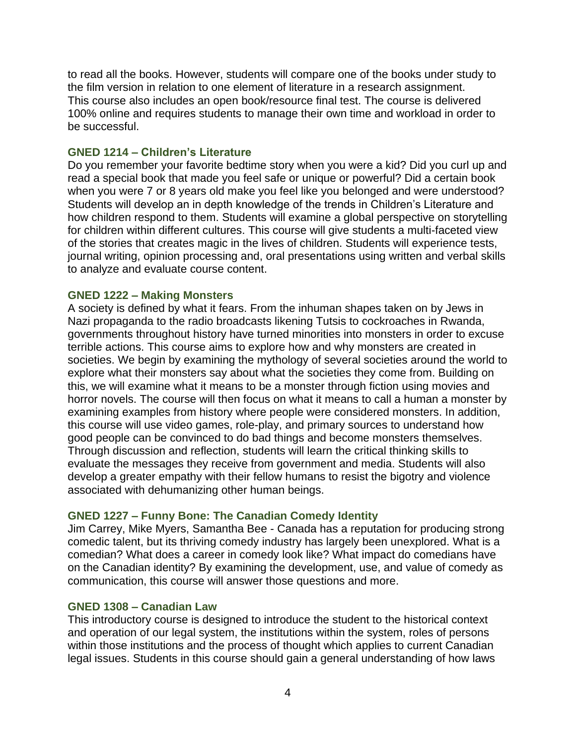to read all the books. However, students will compare one of the books under study to the film version in relation to one element of literature in a research assignment. This course also includes an open book/resource final test. The course is delivered 100% online and requires students to manage their own time and workload in order to be successful.

### GNED 1214 – Children's Literature

Do you remember your favorite bedtime story when you were a kid? Did you curl up and read a special book that made you feel safe or unique or powerful? Did a certain book when you were 7 or 8 years old make you feel like you belonged and were understood? Students will develop an in depth knowledge of the trends in Children's Literature and how children respond to them. Students will examine a global perspective on storytelling for children within different cultures. This course will give students a multi-faceted view of the stories that creates magic in the lives of children. Students will experience tests, journal writing, opinion processing and, oral presentations using written and verbal skills to analyze and evaluate course content.

### GNED 1222 – Making Monsters

A society is defined by what it fears. From the inhuman shapes taken on by Jews in Nazi propaganda to the radio broadcasts likening Tutsis to cockroaches in Rwanda, governments throughout history have turned minorities into monsters in order to excuse terrible actions. This course aims to explore how and why monsters are created in societies. We begin by examining the mythology of several societies around the world to explore what their monsters say about what the societies they come from. Building on this, we will examine what it means to be a monster through fiction using movies and horror novels. The course will then focus on what it means to call a human a monster by examining examples from history where people were considered monsters. In addition, this course will use video games, role-play, and primary sources to understand how good people can be convinced to do bad things and become monsters themselves. Through discussion and reflection, students will learn the critical thinking skills to evaluate the messages they receive from government and media. Students will also develop a greater empathy with their fellow humans to resist the bigotry and violence associated with dehumanizing other human beings.

### GNED 1227 – Funny Bone: The Canadian Comedy Identity

Jim Carrey, Mike Myers, Samantha Bee - Canada has a reputation for producing strong comedic talent, but its thriving comedy industry has largely been unexplored. What is a comedian? What does a career in comedy look like? What impact do comedians have on the Canadian identity? By examining the development, use, and value of comedy as communication, this course will answer those questions and more.

### GNED 1308 – Canadian Law

This introductory course is designed to introduce the student to the historical context and operation of our legal system, the institutions within the system, roles of persons within those institutions and the process of thought which applies to current Canadian legal issues. Students in this course should gain a general understanding of how laws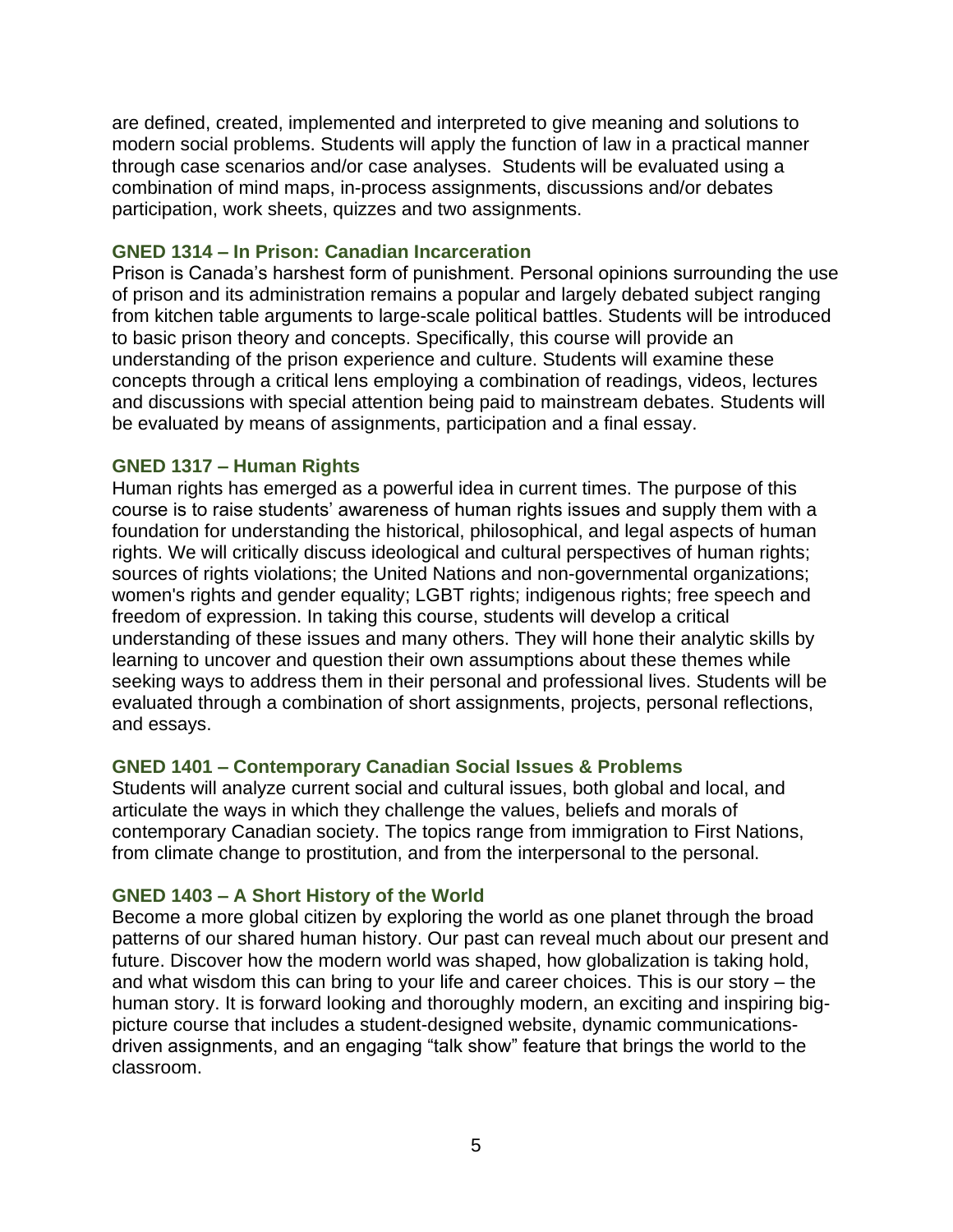are defined, created, implemented and interpreted to give meaning and solutions to modern social problems. Students will apply the function of law in a practical manner through case scenarios and/or case analyses. Students will be evaluated using a combination of mind maps, in-process assignments, discussions and/or debates participation, work sheets, quizzes and two assignments.

### GNED 1314 – In Prison: Canadian Incarceration

Prison is Canada's harshest form of punishment. Personal opinions surrounding the use of prison and its administration remains a popular and largely debated subject ranging from kitchen table arguments to large-scale political battles. Students will be introduced to basic prison theory and concepts. Specifically, this course will provide an understanding of the prison experience and culture. Students will examine these concepts through a critical lens employing a combination of readings, videos, lectures and discussions with special attention being paid to mainstream debates. Students will be evaluated by means of assignments, participation and a final essay.

### GNED 1317 – Human Rights

Human rights has emerged as a powerful idea in current times. The purpose of this course is to raise students' awareness of human rights issues and supply them with a foundation for understanding the historical, philosophical, and legal aspects of human rights. We will critically discuss ideological and cultural perspectives of human rights; sources of rights violations; the United Nations and non-governmental organizations; women's rights and gender equality; LGBT rights; indigenous rights; free speech and freedom of expression. In taking this course, students will develop a critical understanding of these issues and many others. They will hone their analytic skills by learning to uncover and question their own assumptions about these themes while seeking ways to address them in their personal and professional lives. Students will be evaluated through a combination of short assignments, projects, personal reflections, and essays.

### GNED 1401 – Contemporary Canadian Social Issues & Problems

Students will analyze current social and cultural issues, both global and local, and articulate the ways in which they challenge the values, beliefs and morals of contemporary Canadian society. The topics range from immigration to First Nations, from climate change to prostitution, and from the interpersonal to the personal.

### GNED 1403 – A Short History of the World

Become a more global citizen by exploring the world as one planet through the broad patterns of our shared human history. Our past can reveal much about our present and future. Discover how the modern world was shaped, how globalization is taking hold, and what wisdom this can bring to your life and career choices. This is our story – the human story. It is forward looking and thoroughly modern, an exciting and inspiring big-picture course that includes a student-designed website, dynamic communications-driven assignments, and an engaging "talk show" feature that brings the world to the classroom.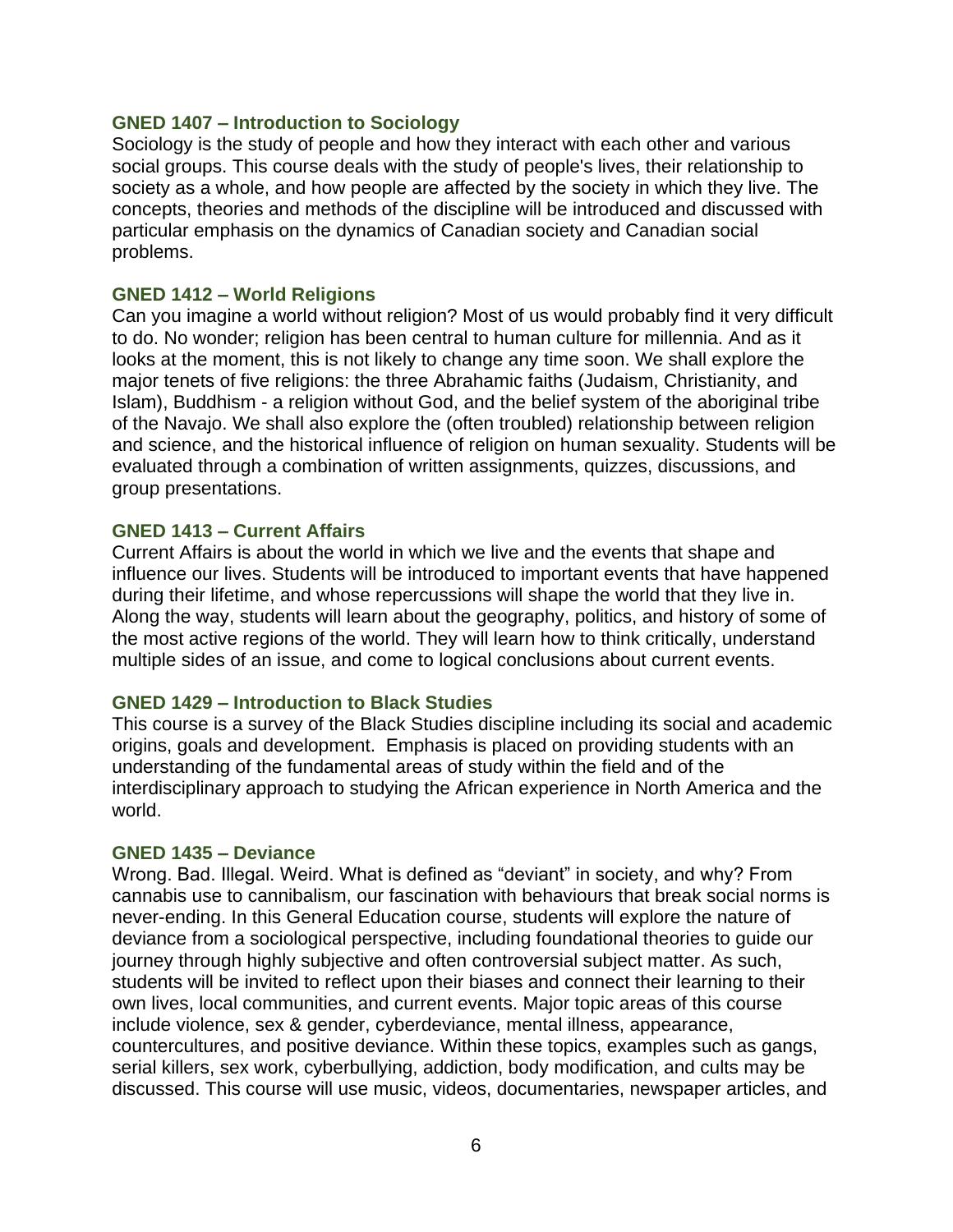### GNED 1407 – Introduction to Sociology

Sociology is the study of people and how they interact with each other and various social groups. This course deals with the study of people's lives, their relationship to society as a whole, and how people are affected by the society in which they live. The concepts, theories and methods of the discipline will be introduced and discussed with particular emphasis on the dynamics of Canadian society and Canadian social problems.

### GNED 1412 – World Religions

Can you imagine a world without religion? Most of us would probably find it very difficult to do. No wonder; religion has been central to human culture for millennia. And as it looks at the moment, this is not likely to change any time soon. We shall explore the major tenets of five religions: the three Abrahamic faiths (Judaism, Christianity, and Islam), Buddhism - a religion without God, and the belief system of the aboriginal tribe of the Navajo. We shall also explore the (often troubled) relationship between religion and science, and the historical influence of religion on human sexuality. Students will be evaluated through a combination of written assignments, quizzes, discussions, and group presentations.

### GNED 1413 – Current Affairs

Current Affairs is about the world in which we live and the events that shape and influence our lives. Students will be introduced to important events that have happened during their lifetime, and whose repercussions will shape the world that they live in. Along the way, students will learn about the geography, politics, and history of some of the most active regions of the world. They will learn how to think critically, understand multiple sides of an issue, and come to logical conclusions about current events.

### GNED 1429 – Introduction to Black Studies

This course is a survey of the Black Studies discipline including its social and academic origins, goals and development. Emphasis is placed on providing students with an understanding of the fundamental areas of study within the field and of the interdisciplinary approach to studying the African experience in North America and the world.

### GNED 1435 – Deviance

Wrong. Bad. Illegal. Weird. What is defined as "deviant" in society, and why? From cannabis use to cannibalism, our fascination with behaviours that break social norms is never-ending. In this General Education course, students will explore the nature of deviance from a sociological perspective, including foundational theories to guide our journey through highly subjective and often controversial subject matter. As such, students will be invited to reflect upon their biases and connect their learning to their own lives, local communities, and current events. Major topic areas of this course include violence, sex & gender, cyberdeviance, mental illness, appearance, countercultures, and positive deviance. Within these topics, examples such as gangs, serial killers, sex work, cyberbullying, addiction, body modification, and cults may be discussed. This course will use music, videos, documentaries, newspaper articles, and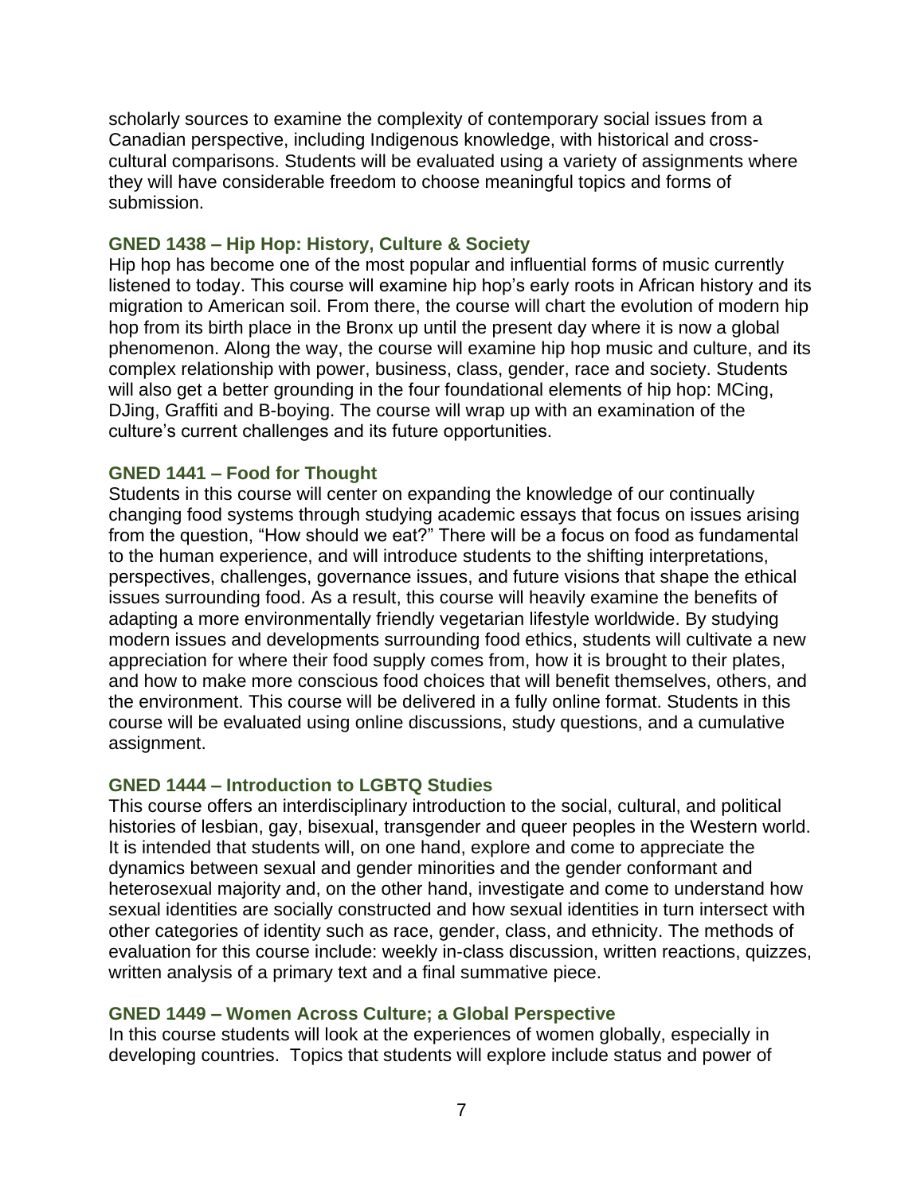scholarly sources to examine the complexity of contemporary social issues from a Canadian perspective, including Indigenous knowledge, with historical and cross-cultural comparisons. Students will be evaluated using a variety of assignments where they will have considerable freedom to choose meaningful topics and forms of submission.

### GNED 1438 – Hip Hop: History, Culture & Society

Hip hop has become one of the most popular and influential forms of music currently listened to today. This course will examine hip hop's early roots in African history and its migration to American soil. From there, the course will chart the evolution of modern hip hop from its birth place in the Bronx up until the present day where it is now a global phenomenon. Along the way, the course will examine hip hop music and culture, and its complex relationship with power, business, class, gender, race and society. Students will also get a better grounding in the four foundational elements of hip hop: MCing, DJing, Graffiti and B-boying. The course will wrap up with an examination of the culture's current challenges and its future opportunities.

### GNED 1441 – Food for Thought

Students in this course will center on expanding the knowledge of our continually changing food systems through studying academic essays that focus on issues arising from the question, "How should we eat?" There will be a focus on food as fundamental to the human experience, and will introduce students to the shifting interpretations, perspectives, challenges, governance issues, and future visions that shape the ethical issues surrounding food. As a result, this course will heavily examine the benefits of adapting a more environmentally friendly vegetarian lifestyle worldwide. By studying modern issues and developments surrounding food ethics, students will cultivate a new appreciation for where their food supply comes from, how it is brought to their plates, and how to make more conscious food choices that will benefit themselves, others, and the environment. This course will be delivered in a fully online format. Students in this course will be evaluated using online discussions, study questions, and a cumulative assignment.

### GNED 1444 – Introduction to LGBTQ Studies

This course offers an interdisciplinary introduction to the social, cultural, and political histories of lesbian, gay, bisexual, transgender and queer peoples in the Western world. It is intended that students will, on one hand, explore and come to appreciate the dynamics between sexual and gender minorities and the gender conformant and heterosexual majority and, on the other hand, investigate and come to understand how sexual identities are socially constructed and how sexual identities in turn intersect with other categories of identity such as race, gender, class, and ethnicity. The methods of evaluation for this course include: weekly in-class discussion, written reactions, quizzes, written analysis of a primary text and a final summative piece.

### GNED 1449 – Women Across Culture; a Global Perspective

In this course students will look at the experiences of women globally, especially in developing countries. Topics that students will explore include status and power of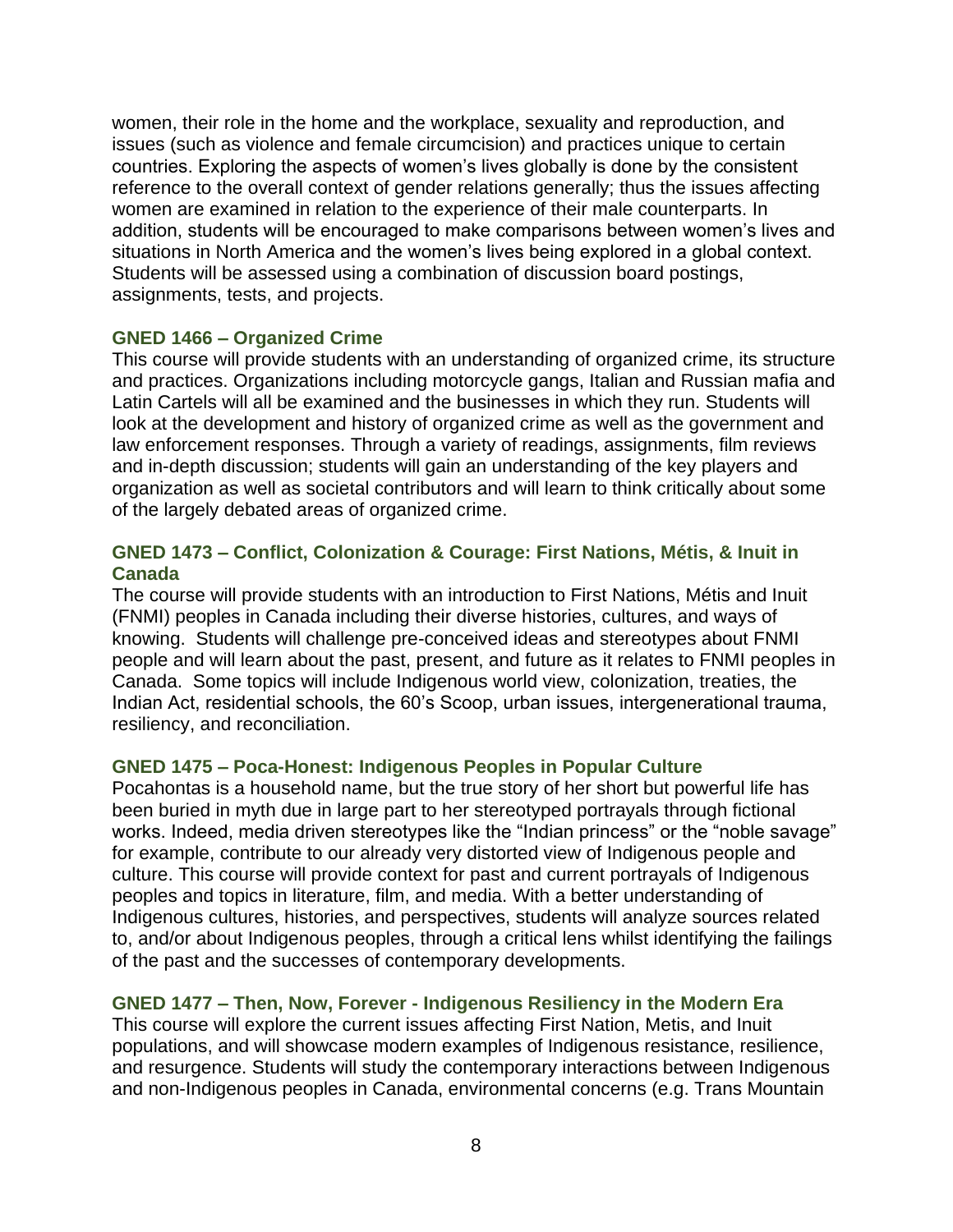women, their role in the home and the workplace, sexuality and reproduction, and issues (such as violence and female circumcision) and practices unique to certain countries. Exploring the aspects of women's lives globally is done by the consistent reference to the overall context of gender relations generally; thus the issues affecting women are examined in relation to the experience of their male counterparts. In addition, students will be encouraged to make comparisons between women's lives and situations in North America and the women's lives being explored in a global context. Students will be assessed using a combination of discussion board postings, assignments, tests, and projects.

### GNED 1466 – Organized Crime

This course will provide students with an understanding of organized crime, its structure and practices. Organizations including motorcycle gangs, Italian and Russian mafia and Latin Cartels will all be examined and the businesses in which they run. Students will look at the development and history of organized crime as well as the government and law enforcement responses. Through a variety of readings, assignments, film reviews and in-depth discussion; students will gain an understanding of the key players and organization as well as societal contributors and will learn to think critically about some of the largely debated areas of organized crime.

### GNED 1473 – Conflict, Colonization & Courage: First Nations, Métis, & Inuit in Canada

The course will provide students with an introduction to First Nations, Métis and Inuit (FNMI) peoples in Canada including their diverse histories, cultures, and ways of knowing. Students will challenge pre-conceived ideas and stereotypes about FNMI people and will learn about the past, present, and future as it relates to FNMI peoples in Canada. Some topics will include Indigenous world view, colonization, treaties, the Indian Act, residential schools, the 60's Scoop, urban issues, intergenerational trauma, resiliency, and reconciliation.

### GNED 1475 – Poca-Honest: Indigenous Peoples in Popular Culture

Pocahontas is a household name, but the true story of her short but powerful life has been buried in myth due in large part to her stereotyped portrayals through fictional works. Indeed, media driven stereotypes like the "Indian princess" or the "noble savage" for example, contribute to our already very distorted view of Indigenous people and culture. This course will provide context for past and current portrayals of Indigenous peoples and topics in literature, film, and media. With a better understanding of Indigenous cultures, histories, and perspectives, students will analyze sources related to, and/or about Indigenous peoples, through a critical lens whilst identifying the failings of the past and the successes of contemporary developments.

### GNED 1477 – Then, Now, Forever - Indigenous Resiliency in the Modern Era

This course will explore the current issues affecting First Nation, Metis, and Inuit populations, and will showcase modern examples of Indigenous resistance, resilience, and resurgence. Students will study the contemporary interactions between Indigenous and non-Indigenous peoples in Canada, environmental concerns (e.g. Trans Mountain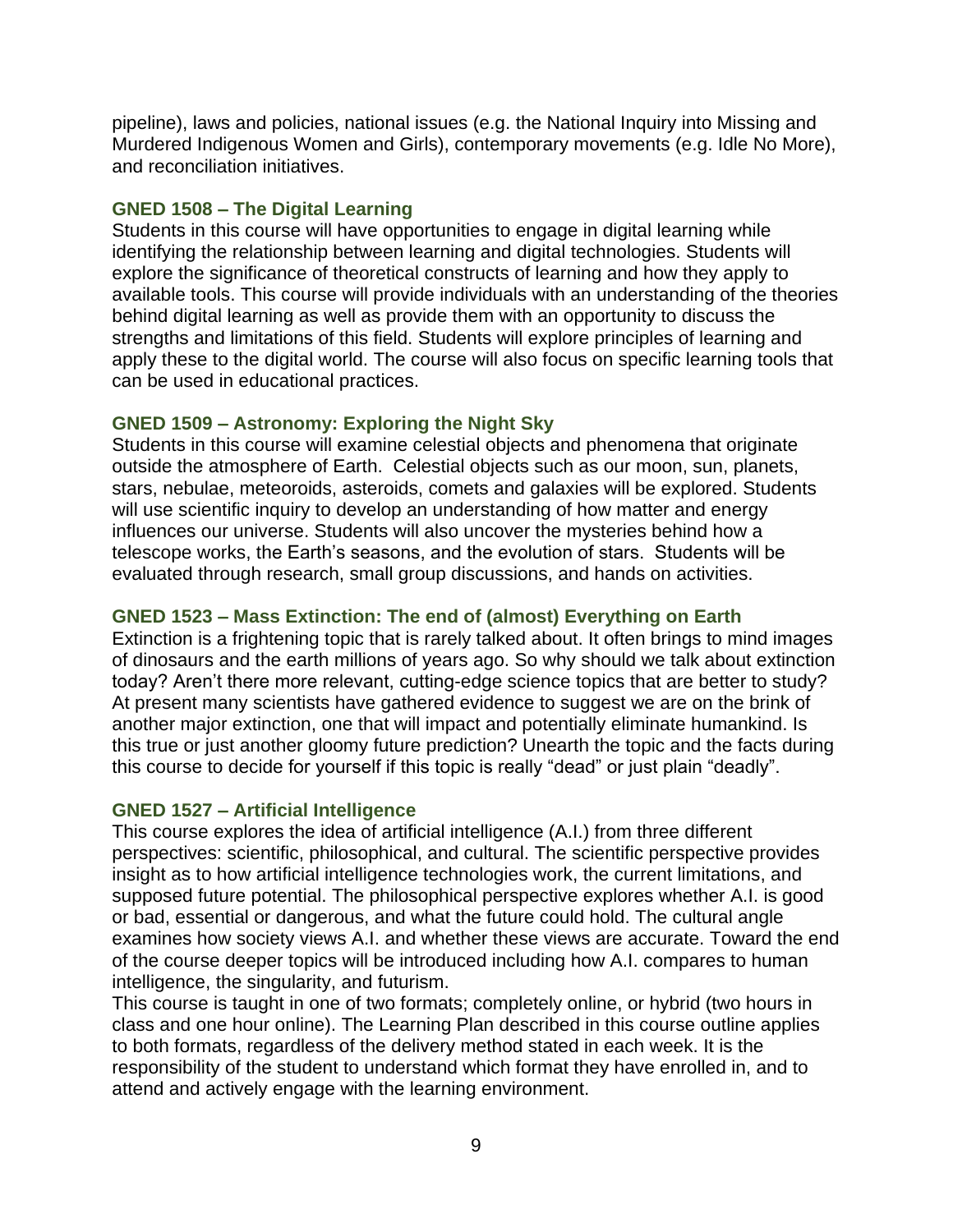pipeline), laws and policies, national issues (e.g. the National Inquiry into Missing and Murdered Indigenous Women and Girls), contemporary movements (e.g. Idle No More), and reconciliation initiatives.

### GNED 1508 – The Digital Learning

Students in this course will have opportunities to engage in digital learning while identifying the relationship between learning and digital technologies. Students will explore the significance of theoretical constructs of learning and how they apply to available tools. This course will provide individuals with an understanding of the theories behind digital learning as well as provide them with an opportunity to discuss the strengths and limitations of this field. Students will explore principles of learning and apply these to the digital world. The course will also focus on specific learning tools that can be used in educational practices.

### GNED 1509 – Astronomy: Exploring the Night Sky

Students in this course will examine celestial objects and phenomena that originate outside the atmosphere of Earth. Celestial objects such as our moon, sun, planets, stars, nebulae, meteoroids, asteroids, comets and galaxies will be explored. Students will use scientific inquiry to develop an understanding of how matter and energy influences our universe. Students will also uncover the mysteries behind how a telescope works, the Earth's seasons, and the evolution of stars. Students will be evaluated through research, small group discussions, and hands on activities.

### GNED 1523 – Mass Extinction: The end of (almost) Everything on Earth

Extinction is a frightening topic that is rarely talked about. It often brings to mind images of dinosaurs and the earth millions of years ago. So why should we talk about extinction today? Aren't there more relevant, cutting-edge science topics that are better to study? At present many scientists have gathered evidence to suggest we are on the brink of another major extinction, one that will impact and potentially eliminate humankind. Is this true or just another gloomy future prediction? Unearth the topic and the facts during this course to decide for yourself if this topic is really "dead" or just plain "deadly".

### GNED 1527 – Artificial Intelligence

This course explores the idea of artificial intelligence (A.I.) from three different perspectives: scientific, philosophical, and cultural. The scientific perspective provides insight as to how artificial intelligence technologies work, the current limitations, and supposed future potential. The philosophical perspective explores whether A.I. is good or bad, essential or dangerous, and what the future could hold. The cultural angle examines how society views A.I. and whether these views are accurate. Toward the end of the course deeper topics will be introduced including how A.I. compares to human intelligence, the singularity, and futurism.

This course is taught in one of two formats; completely online, or hybrid (two hours in class and one hour online). The Learning Plan described in this course outline applies to both formats, regardless of the delivery method stated in each week. It is the responsibility of the student to understand which format they have enrolled in, and to attend and actively engage with the learning environment.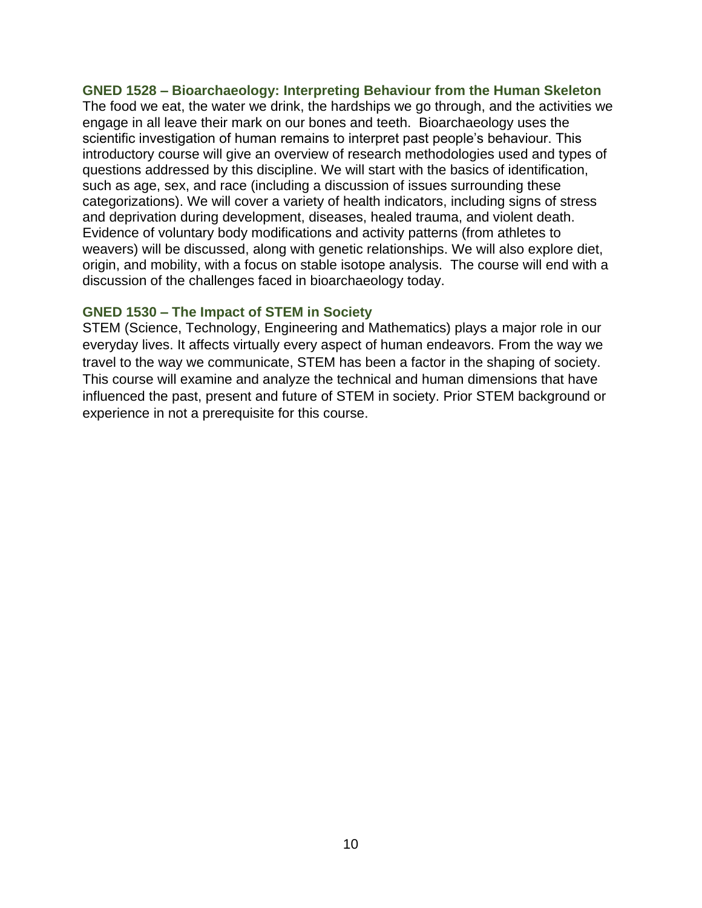### GNED 1528 – Bioarchaeology: Interpreting Behaviour from the Human Skeleton

The food we eat, the water we drink, the hardships we go through, and the activities we engage in all leave their mark on our bones and teeth. Bioarchaeology uses the scientific investigation of human remains to interpret past people's behaviour. This introductory course will give an overview of research methodologies used and types of questions addressed by this discipline. We will start with the basics of identification, such as age, sex, and race (including a discussion of issues surrounding these categorizations). We will cover a variety of health indicators, including signs of stress and deprivation during development, diseases, healed trauma, and violent death. Evidence of voluntary body modifications and activity patterns (from athletes to weavers) will be discussed, along with genetic relationships. We will also explore diet, origin, and mobility, with a focus on stable isotope analysis. The course will end with a discussion of the challenges faced in bioarchaeology today.

### GNED 1530 – The Impact of STEM in Society

STEM (Science, Technology, Engineering and Mathematics) plays a major role in our everyday lives. It affects virtually every aspect of human endeavors. From the way we travel to the way we communicate, STEM has been a factor in the shaping of society. This course will examine and analyze the technical and human dimensions that have influenced the past, present and future of STEM in society. Prior STEM background or experience in not a prerequisite for this course.